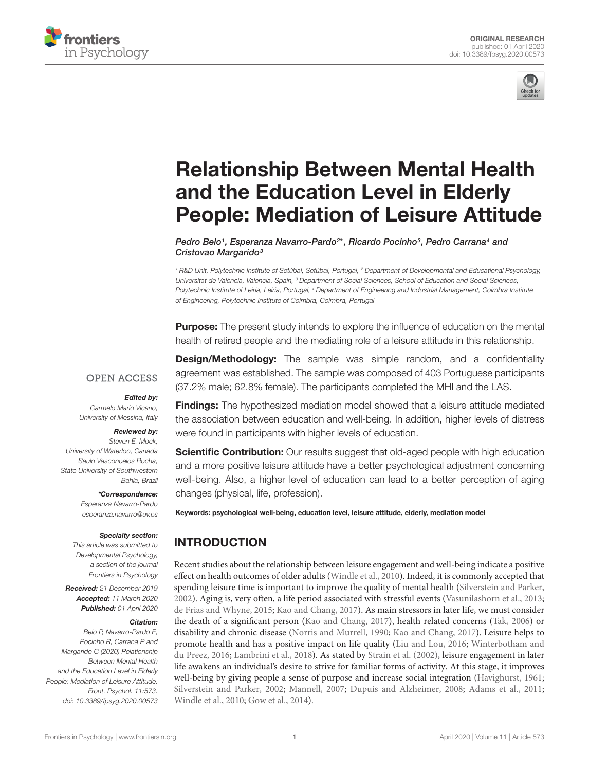ORIGINAL RESEARCH
published: 01 April 2020
doi: 10.3389/fpsyg.2020.00573

# Relationship Between Mental Health and the Education Level in Elderly People: Mediation of Leisure Attitude

*Pedro Belo[1], Esperanza Navarro-Pardo[2]\*, Ricardo Pocinho[3], Pedro Carrana[4] and Cristovao Margarido[3]*

[1] R&D Unit, Polytechnic Institute of Setúbal, Setúbal, Portugal, [2] Department of Developmental and Educational Psychology, Universitat de València, Valencia, Spain, [3] Department of Social Sciences, School of Education and Social Sciences, Polytechnic Institute of Leiria, Leiria, Portugal, [4] Department of Engineering and Industrial Management, Coimbra Institute of Engineering, Polytechnic Institute of Coimbra, Coimbra, Portugal

**Purpose:** The present study intends to explore the influence of education on the mental health of retired people and the mediating role of a leisure attitude in this relationship.

**Design/Methodology:** The sample was simple random, and a confidentiality agreement was established. The sample was composed of 403 Portuguese participants (37.2% male; 62.8% female). The participants completed the MHI and the LAS.

**Findings:** The hypothesized mediation model showed that a leisure attitude mediated the association between education and well-being. In addition, higher levels of distress were found in participants with higher levels of education.

**Scientific Contribution:** Our results suggest that old-aged people with high education and a more positive leisure attitude have a better psychological adjustment concerning well-being. Also, a higher level of education can lead to a better perception of aging changes (physical, life, profession).

**Keywords:** psychological well-being, education level, leisure attitude, elderly, mediation model

OPEN ACCESS

***Edited by:***
*Carmelo Mario Vicario, University of Messina, Italy*

***Reviewed by:***
*Steven E. Mock, University of Waterloo, Canada*
*Saulo Vasconcelos Rocha, State University of Southwestern Bahia, Brazil*

***\*Correspondence:***
*Esperanza Navarro-Pardo*
*esperanza.navarro@uv.es*

***Specialty section:***
*This article was submitted to Developmental Psychology, a section of the journal Frontiers in Psychology*

***Received:*** *21 December 2019*
***Accepted:*** *11 March 2020*
***Published:*** *01 April 2020*

***Citation:***
*Belo P, Navarro-Pardo E, Pocinho R, Carrana P and Margarido C (2020) Relationship Between Mental Health and the Education Level in Elderly People: Mediation of Leisure Attitude. Front. Psychol. 11:573. doi: 10.3389/fpsyg.2020.00573*

## INTRODUCTION

Recent studies about the relationship between leisure engagement and well-being indicate a positive effect on health outcomes of older adults (Windle et al., 2010). Indeed, it is commonly accepted that spending leisure time is important to improve the quality of mental health (Silverstein and Parker, 2002). Aging is, very often, a life period associated with stressful events (Vasunilashorn et al., 2013; de Frias and Whyne, 2015; Kao and Chang, 2017). As main stressors in later life, we must consider the death of a significant person (Kao and Chang, 2017), health related concerns (Tak, 2006) or disability and chronic disease (Norris and Murrell, 1990; Kao and Chang, 2017). Leisure helps to promote health and has a positive impact on life quality (Liu and Lou, 2016; Winterbotham and du Preez, 2016; Lambrini et al., 2018). As stated by Strain et al. (2002), leisure engagement in later life awakens an individual's desire to strive for familiar forms of activity. At this stage, it improves well-being by giving people a sense of purpose and increase social integration (Havighurst, 1961; Silverstein and Parker, 2002; Mannell, 2007; Dupuis and Alzheimer, 2008; Adams et al., 2011; Windle et al., 2010; Gow et al., 2014).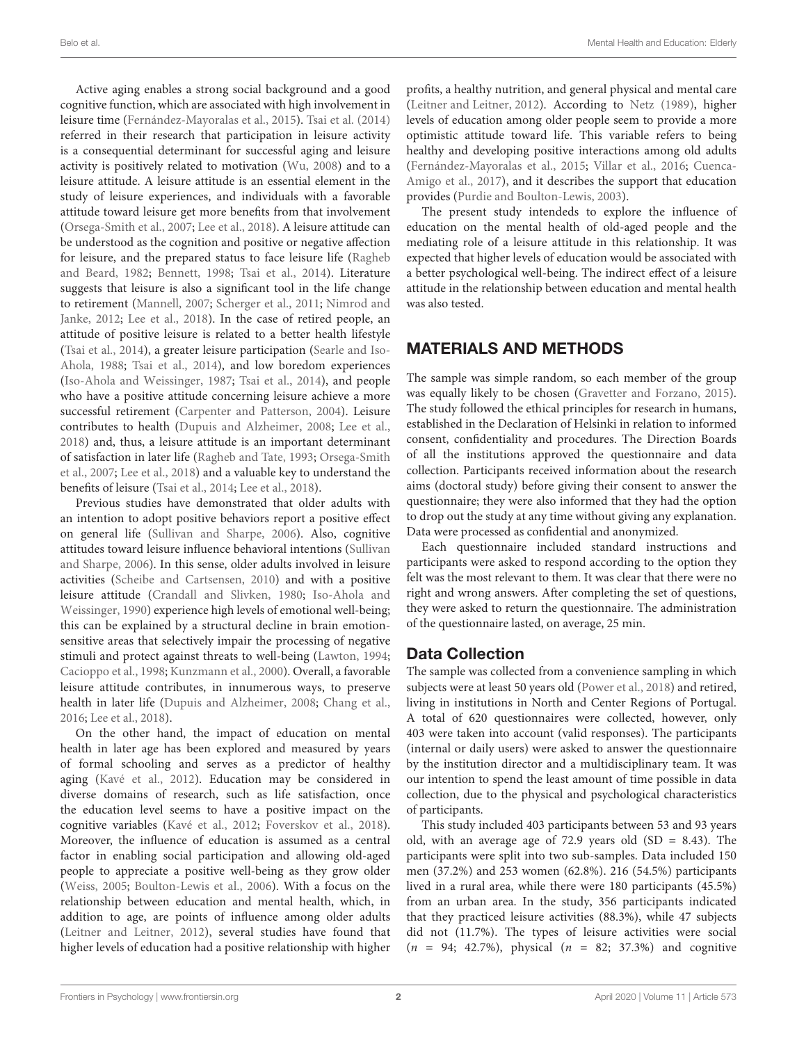Active aging enables a strong social background and a good cognitive function, which are associated with high involvement in leisure time (Fernández-Mayoralas et al., 2015). Tsai et al. (2014) referred in their research that participation in leisure activity is a consequential determinant for successful aging and leisure activity is positively related to motivation (Wu, 2008) and to a leisure attitude. A leisure attitude is an essential element in the study of leisure experiences, and individuals with a favorable attitude toward leisure get more benefits from that involvement (Orsega-Smith et al., 2007; Lee et al., 2018). A leisure attitude can be understood as the cognition and positive or negative affection for leisure, and the prepared status to face leisure life (Ragheb and Beard, 1982; Bennett, 1998; Tsai et al., 2014). Literature suggests that leisure is also a significant tool in the life change to retirement (Mannell, 2007; Scherger et al., 2011; Nimrod and Janke, 2012; Lee et al., 2018). In the case of retired people, an attitude of positive leisure is related to a better health lifestyle (Tsai et al., 2014), a greater leisure participation (Searle and Iso-Ahola, 1988; Tsai et al., 2014), and low boredom experiences (Iso-Ahola and Weissinger, 1987; Tsai et al., 2014), and people who have a positive attitude concerning leisure achieve a more successful retirement (Carpenter and Patterson, 2004). Leisure contributes to health (Dupuis and Alzheimer, 2008; Lee et al., 2018) and, thus, a leisure attitude is an important determinant of satisfaction in later life (Ragheb and Tate, 1993; Orsega-Smith et al., 2007; Lee et al., 2018) and a valuable key to understand the benefits of leisure (Tsai et al., 2014; Lee et al., 2018).

Previous studies have demonstrated that older adults with an intention to adopt positive behaviors report a positive effect on general life (Sullivan and Sharpe, 2006). Also, cognitive attitudes toward leisure influence behavioral intentions (Sullivan and Sharpe, 2006). In this sense, older adults involved in leisure activities (Scheibe and Cartsensen, 2010) and with a positive leisure attitude (Crandall and Slivken, 1980; Iso-Ahola and Weissinger, 1990) experience high levels of emotional well-being; this can be explained by a structural decline in brain emotion-sensitive areas that selectively impair the processing of negative stimuli and protect against threats to well-being (Lawton, 1994; Cacioppo et al., 1998; Kunzmann et al., 2000). Overall, a favorable leisure attitude contributes, in innumerous ways, to preserve health in later life (Dupuis and Alzheimer, 2008; Chang et al., 2016; Lee et al., 2018).

On the other hand, the impact of education on mental health in later age has been explored and measured by years of formal schooling and serves as a predictor of healthy aging (Kavé et al., 2012). Education may be considered in diverse domains of research, such as life satisfaction, once the education level seems to have a positive impact on the cognitive variables (Kavé et al., 2012; Foverskov et al., 2018). Moreover, the influence of education is assumed as a central factor in enabling social participation and allowing old-aged people to appreciate a positive well-being as they grow older (Weiss, 2005; Boulton-Lewis et al., 2006). With a focus on the relationship between education and mental health, which, in addition to age, are points of influence among older adults (Leitner and Leitner, 2012), several studies have found that higher levels of education had a positive relationship with higher profits, a healthy nutrition, and general physical and mental care (Leitner and Leitner, 2012). According to Netz (1989), higher levels of education among older people seem to provide a more optimistic attitude toward life. This variable refers to being healthy and developing positive interactions among old adults (Fernández-Mayoralas et al., 2015; Villar et al., 2016; Cuenca-Amigo et al., 2017), and it describes the support that education provides (Purdie and Boulton-Lewis, 2003).

The present study intendeds to explore the influence of education on the mental health of old-aged people and the mediating role of a leisure attitude in this relationship. It was expected that higher levels of education would be associated with a better psychological well-being. The indirect effect of a leisure attitude in the relationship between education and mental health was also tested.

## MATERIALS AND METHODS

The sample was simple random, so each member of the group was equally likely to be chosen (Gravetter and Forzano, 2015). The study followed the ethical principles for research in humans, established in the Declaration of Helsinki in relation to informed consent, confidentiality and procedures. The Direction Boards of all the institutions approved the questionnaire and data collection. Participants received information about the research aims (doctoral study) before giving their consent to answer the questionnaire; they were also informed that they had the option to drop out the study at any time without giving any explanation. Data were processed as confidential and anonymized.

Each questionnaire included standard instructions and participants were asked to respond according to the option they felt was the most relevant to them. It was clear that there were no right and wrong answers. After completing the set of questions, they were asked to return the questionnaire. The administration of the questionnaire lasted, on average, 25 min.

### Data Collection

The sample was collected from a convenience sampling in which subjects were at least 50 years old (Power et al., 2018) and retired, living in institutions in North and Center Regions of Portugal. A total of 620 questionnaires were collected, however, only 403 were taken into account (valid responses). The participants (internal or daily users) were asked to answer the questionnaire by the institution director and a multidisciplinary team. It was our intention to spend the least amount of time possible in data collection, due to the physical and psychological characteristics of participants.

This study included 403 participants between 53 and 93 years old, with an average age of 72.9 years old (SD = 8.43). The participants were split into two sub-samples. Data included 150 men (37.2%) and 253 women (62.8%). 216 (54.5%) participants lived in a rural area, while there were 180 participants (45.5%) from an urban area. In the study, 356 participants indicated that they practiced leisure activities (88.3%), while 47 subjects did not (11.7%). The types of leisure activities were social ($n$ = 94; 42.7%), physical ($n$ = 82; 37.3%) and cognitive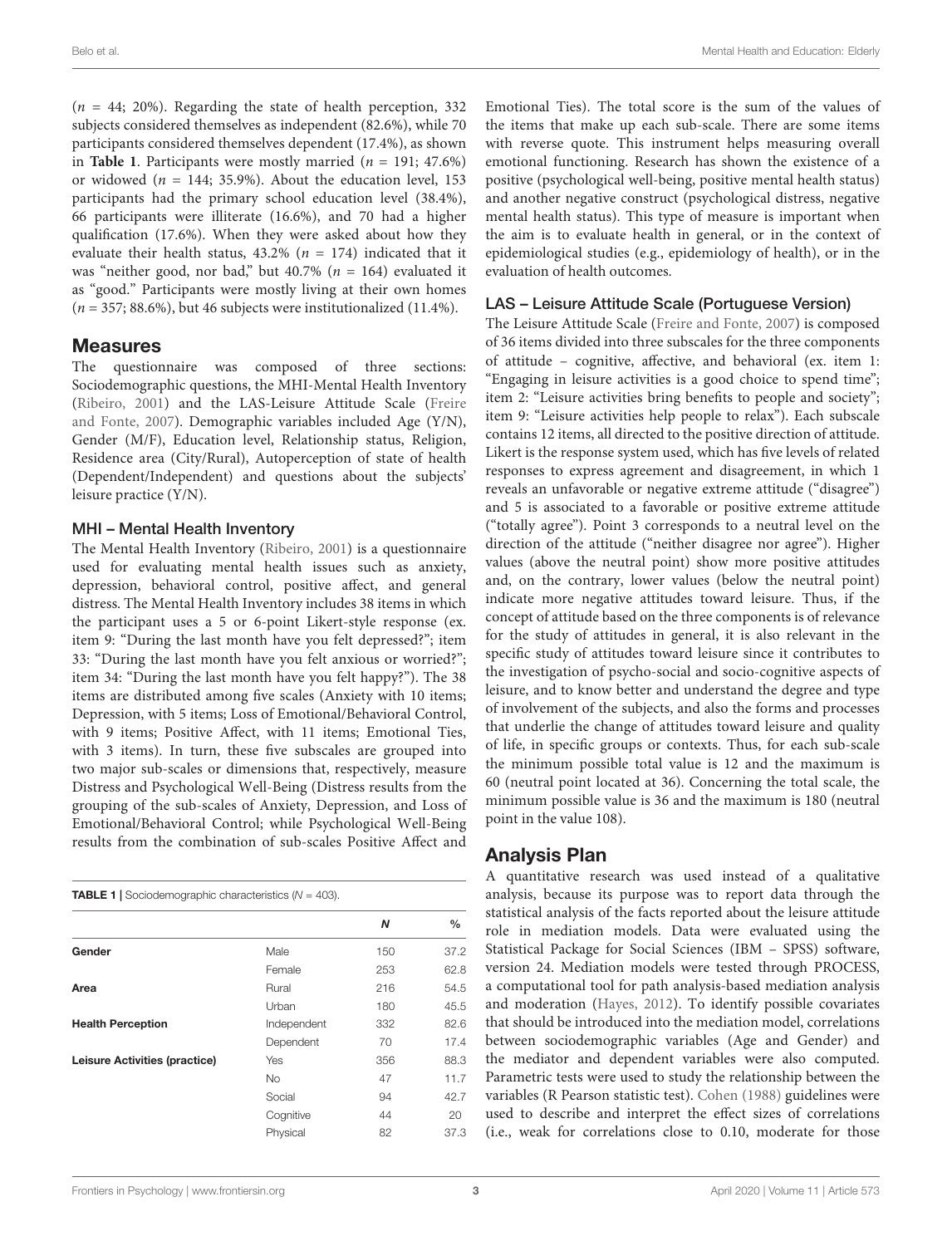($n$ = 44; 20%). Regarding the state of health perception, 332 subjects considered themselves as independent (82.6%), while 70 participants considered themselves dependent (17.4%), as shown in **Table 1**. Participants were mostly married ($n$ = 191; 47.6%) or widowed ($n$ = 144; 35.9%). About the education level, 153 participants had the primary school education level (38.4%), 66 participants were illiterate (16.6%), and 70 had a higher qualification (17.6%). When they were asked about how they evaluate their health status, 43.2% ($n$ = 174) indicated that it was "neither good, nor bad," but 40.7% ($n$ = 164) evaluated it as "good." Participants were mostly living at their own homes ($n$ = 357; 88.6%), but 46 subjects were institutionalized (11.4%).

**TABLE 1** | Sociodemographic characteristics ($N$ = 403).

| | | *N* | % |
|---|---|---|---|
| **Gender** | Male | 150 | 37.2 |
| | Female | 253 | 62.8 |
| **Area** | Rural | 216 | 54.5 |
| | Urban | 180 | 45.5 |
| **Health Perception** | Independent | 332 | 82.6 |
| | Dependent | 70 | 17.4 |
| **Leisure Activities (practice)** | Yes | 356 | 88.3 |
| | No | 47 | 11.7 |
| | Social | 94 | 42.7 |
| | Cognitive | 44 | 20 |
| | Physical | 82 | 37.3 |

## Measures

The questionnaire was composed of three sections: Sociodemographic questions, the MHI-Mental Health Inventory (Ribeiro, 2001) and the LAS-Leisure Attitude Scale (Freire and Fonte, 2007). Demographic variables included Age (Y/N), Gender (M/F), Education level, Relationship status, Religion, Residence area (City/Rural), Autoperception of state of health (Dependent/Independent) and questions about the subjects' leisure practice (Y/N).

### MHI – Mental Health Inventory

The Mental Health Inventory (Ribeiro, 2001) is a questionnaire used for evaluating mental health issues such as anxiety, depression, behavioral control, positive affect, and general distress. The Mental Health Inventory includes 38 items in which the participant uses a 5 or 6-point Likert-style response (ex. item 9: "During the last month have you felt depressed?"; item 33: "During the last month have you felt anxious or worried?"; item 34: "During the last month have you felt happy?"). The 38 items are distributed among five scales (Anxiety with 10 items; Depression, with 5 items; Loss of Emotional/Behavioral Control, with 9 items; Positive Affect, with 11 items; Emotional Ties, with 3 items). In turn, these five subscales are grouped into two major sub-scales or dimensions that, respectively, measure Distress and Psychological Well-Being (Distress results from the grouping of the sub-scales of Anxiety, Depression, and Loss of Emotional/Behavioral Control; while Psychological Well-Being results from the combination of sub-scales Positive Affect and Emotional Ties). The total score is the sum of the values of the items that make up each sub-scale. There are some items with reverse quote. This instrument helps measuring overall emotional functioning. Research has shown the existence of a positive (psychological well-being, positive mental health status) and another negative construct (psychological distress, negative mental health status). This type of measure is important when the aim is to evaluate health in general, or in the context of epidemiological studies (e.g., epidemiology of health), or in the evaluation of health outcomes.

### LAS – Leisure Attitude Scale (Portuguese Version)

The Leisure Attitude Scale (Freire and Fonte, 2007) is composed of 36 items divided into three subscales for the three components of attitude – cognitive, affective, and behavioral (ex. item 1: "Engaging in leisure activities is a good choice to spend time"; item 2: "Leisure activities bring benefits to people and society"; item 9: "Leisure activities help people to relax"). Each subscale contains 12 items, all directed to the positive direction of attitude. Likert is the response system used, which has five levels of related responses to express agreement and disagreement, in which 1 reveals an unfavorable or negative extreme attitude ("disagree") and 5 is associated to a favorable or positive extreme attitude ("totally agree"). Point 3 corresponds to a neutral level on the direction of the attitude ("neither disagree nor agree"). Higher values (above the neutral point) show more positive attitudes and, on the contrary, lower values (below the neutral point) indicate more negative attitudes toward leisure. Thus, if the concept of attitude based on the three components is of relevance for the study of attitudes in general, it is also relevant in the specific study of attitudes toward leisure since it contributes to the investigation of psycho-social and socio-cognitive aspects of leisure, and to know better and understand the degree and type of involvement of the subjects, and also the forms and processes that underlie the change of attitudes toward leisure and quality of life, in specific groups or contexts. Thus, for each sub-scale the minimum possible total value is 12 and the maximum is 60 (neutral point located at 36). Concerning the total scale, the minimum possible value is 36 and the maximum is 180 (neutral point in the value 108).

## Analysis Plan

A quantitative research was used instead of a qualitative analysis, because its purpose was to report data through the statistical analysis of the facts reported about the leisure attitude role in mediation models. Data were evaluated using the Statistical Package for Social Sciences (IBM – SPSS) software, version 24. Mediation models were tested through PROCESS, a computational tool for path analysis-based mediation analysis and moderation (Hayes, 2012). To identify possible covariates that should be introduced into the mediation model, correlations between sociodemographic variables (Age and Gender) and the mediator and dependent variables were also computed. Parametric tests were used to study the relationship between the variables (R Pearson statistic test). Cohen (1988) guidelines were used to describe and interpret the effect sizes of correlations (i.e., weak for correlations close to 0.10, moderate for those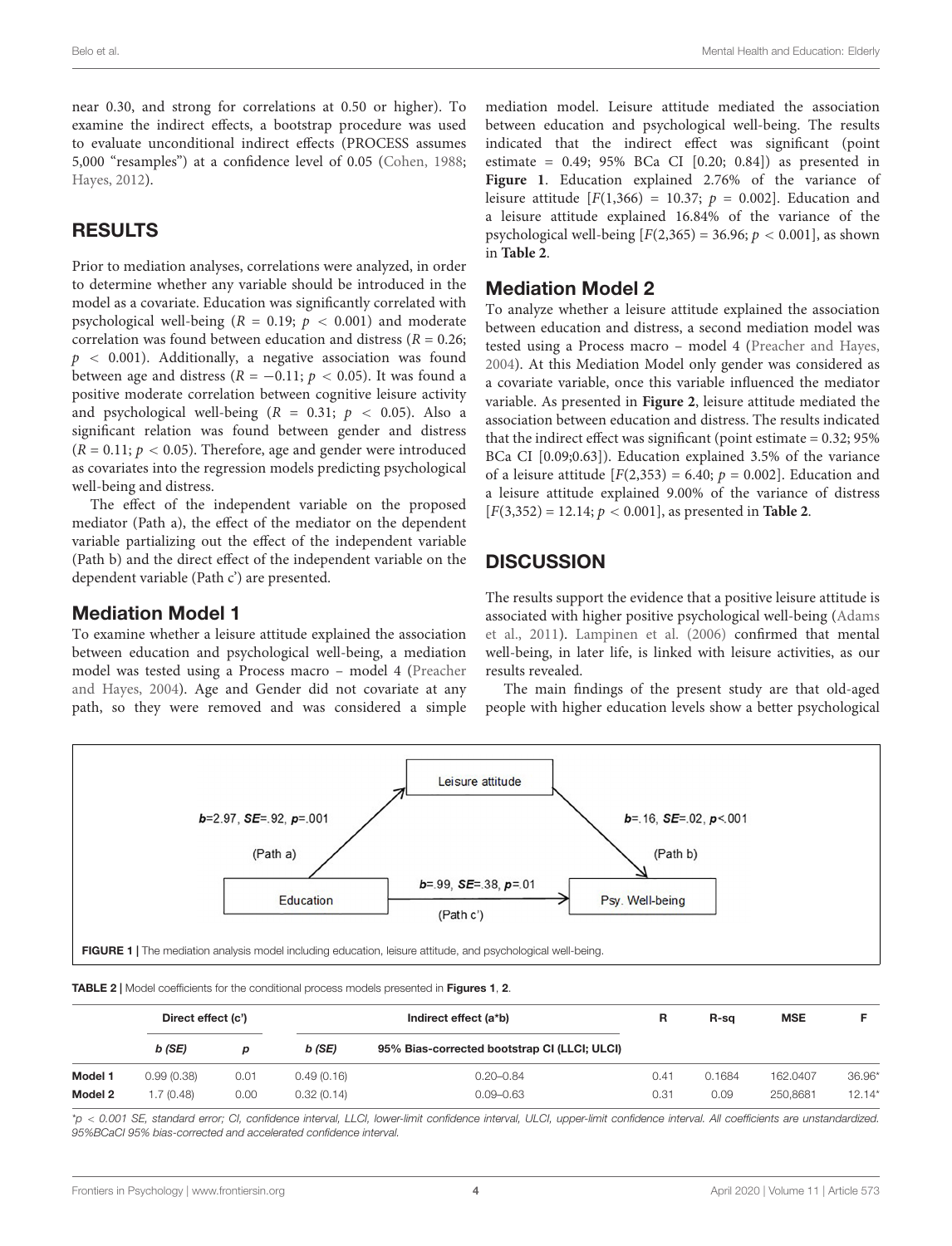near 0.30, and strong for correlations at 0.50 or higher). To examine the indirect effects, a bootstrap procedure was used to evaluate unconditional indirect effects (PROCESS assumes 5,000 "resamples") at a confidence level of 0.05 (Cohen, 1988; Hayes, 2012).

## RESULTS

Prior to mediation analyses, correlations were analyzed, in order to determine whether any variable should be introduced in the model as a covariate. Education was significantly correlated with psychological well-being ($R = 0.19$; $p < 0.001$) and moderate correlation was found between education and distress ($R = 0.26$; $p < 0.001$). Additionally, a negative association was found between age and distress ($R = -0.11$; $p < 0.05$). It was found a positive moderate correlation between cognitive leisure activity and psychological well-being ($R = 0.31$; $p < 0.05$). Also a significant relation was found between gender and distress ($R = 0.11$; $p < 0.05$). Therefore, age and gender were introduced as covariates into the regression models predicting psychological well-being and distress.

The effect of the independent variable on the proposed mediator (Path a), the effect of the mediator on the dependent variable partializing out the effect of the independent variable (Path b) and the direct effect of the independent variable on the dependent variable (Path c') are presented.

### Mediation Model 1

To examine whether a leisure attitude explained the association between education and psychological well-being, a mediation model was tested using a Process macro – model 4 (Preacher and Hayes, 2004). Age and Gender did not covariate at any path, so they were removed and was considered a simple mediation model. Leisure attitude mediated the association between education and psychological well-being. The results indicated that the indirect effect was significant (point estimate = 0.49; 95% BCa CI [0.20; 0.84]) as presented in **Figure 1**. Education explained 2.76% of the variance of leisure attitude [$F(1,366) = 10.37$; $p = 0.002$]. Education and a leisure attitude explained 16.84% of the variance of the psychological well-being [$F(2,365) = 36.96$; $p < 0.001$], as shown in **Table 2**.

### Mediation Model 2

To analyze whether a leisure attitude explained the association between education and distress, a second mediation model was tested using a Process macro – model 4 (Preacher and Hayes, 2004). At this Mediation Model only gender was considered as a covariate variable, once this variable influenced the mediator variable. As presented in **Figure 2**, leisure attitude mediated the association between education and distress. The results indicated that the indirect effect was significant (point estimate = 0.32; 95% BCa CI [0.09;0.63]). Education explained 3.5% of the variance of a leisure attitude [$F(2,353) = 6.40$; $p = 0.002$]. Education and a leisure attitude explained 9.00% of the variance of distress [$F(3,352) = 12.14$; $p < 0.001$], as presented in **Table 2**.

## DISCUSSION

The results support the evidence that a positive leisure attitude is associated with higher positive psychological well-being (Adams et al., 2011). Lampinen et al. (2006) confirmed that mental well-being, in later life, is linked with leisure activities, as our results revealed.

The main findings of the present study are that old-aged people with higher education levels show a better psychological

Leisure attitude

***b***=2.97, ***SE***=.92, ***p***=.001 (Path a)

***b***=.16, ***SE***=.02, ***p***<.001 (Path b)

Education

***b***=.99, ***SE***=.38, ***p***=.01 (Path c')

Psy. Well-being

**FIGURE 1 |** The mediation analysis model including education, leisure attitude, and psychological well-being.

**TABLE 2 |** Model coefficients for the conditional process models presented in **Figures 1**, **2**.

| | Direct effect (c') | | Indirect effect (a*b) | | R | R-sq | MSE | F |
|---|---|---|---|---|---|---|---|---|
| | *b (SE)* | *p* | *b (SE)* | 95% Bias-corrected bootstrap CI (LLCI; ULCI) | | | | |
| **Model 1** | 0.99 (0.38) | 0.01 | 0.49 (0.16) | 0.20–0.84 | 0.41 | 0.1684 | 162.0407 | 36.96* |
| **Model 2** | 1.7 (0.48) | 0.00 | 0.32 (0.14) | 0.09–0.63 | 0.31 | 0.09 | 250,8681 | 12.14* |

*$p < 0.001$ SE, standard error; CI, confidence interval, LLCI, lower-limit confidence interval, ULCI, upper-limit confidence interval. All coefficients are unstandardized. 95%BCaCI 95% bias-corrected and accelerated confidence interval.*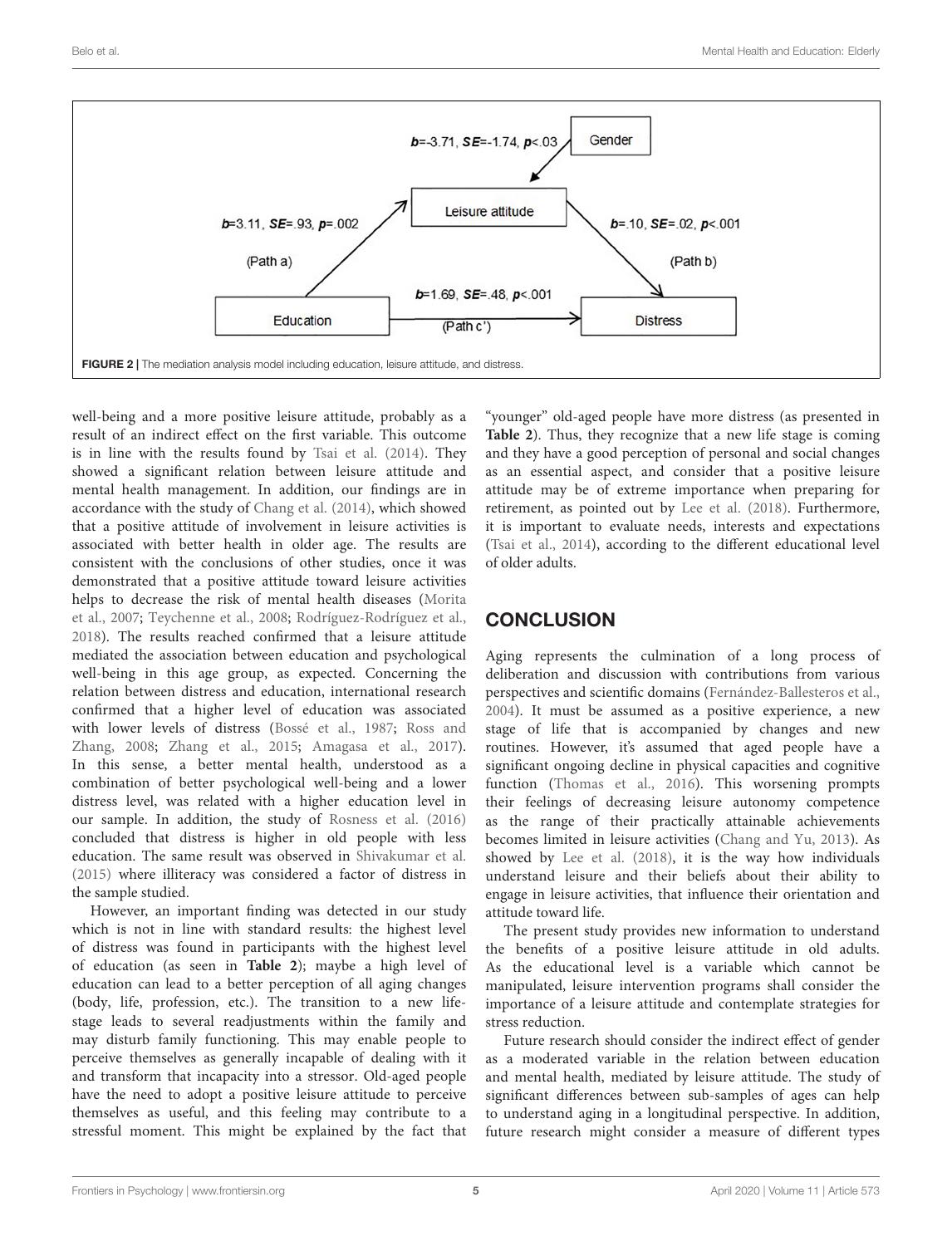FIGURE 2 | The mediation analysis model including education, leisure attitude, and distress.

well-being and a more positive leisure attitude, probably as a result of an indirect effect on the first variable. This outcome is in line with the results found by Tsai et al. (2014). They showed a significant relation between leisure attitude and mental health management. In addition, our findings are in accordance with the study of Chang et al. (2014), which showed that a positive attitude of involvement in leisure activities is associated with better health in older age. The results are consistent with the conclusions of other studies, once it was demonstrated that a positive attitude toward leisure activities helps to decrease the risk of mental health diseases (Morita et al., 2007; Teychenne et al., 2008; Rodríguez-Rodríguez et al., 2018). The results reached confirmed that a leisure attitude mediated the association between education and psychological well-being in this age group, as expected. Concerning the relation between distress and education, international research confirmed that a higher level of education was associated with lower levels of distress (Bossé et al., 1987; Ross and Zhang, 2008; Zhang et al., 2015; Amagasa et al., 2017). In this sense, a better mental health, understood as a combination of better psychological well-being and a lower distress level, was related with a higher education level in our sample. In addition, the study of Rosness et al. (2016) concluded that distress is higher in old people with less education. The same result was observed in Shivakumar et al. (2015) where illiteracy was considered a factor of distress in the sample studied.

However, an important finding was detected in our study which is not in line with standard results: the highest level of distress was found in participants with the highest level of education (as seen in **Table 2**); maybe a high level of education can lead to a better perception of all aging changes (body, life, profession, etc.). The transition to a new life-stage leads to several readjustments within the family and may disturb family functioning. This may enable people to perceive themselves as generally incapable of dealing with it and transform that incapacity into a stressor. Old-aged people have the need to adopt a positive leisure attitude to perceive themselves as useful, and this feeling may contribute to a stressful moment. This might be explained by the fact that "younger" old-aged people have more distress (as presented in **Table 2**). Thus, they recognize that a new life stage is coming and they have a good perception of personal and social changes as an essential aspect, and consider that a positive leisure attitude may be of extreme importance when preparing for retirement, as pointed out by Lee et al. (2018). Furthermore, it is important to evaluate needs, interests and expectations (Tsai et al., 2014), according to the different educational level of older adults.

## CONCLUSION

Aging represents the culmination of a long process of deliberation and discussion with contributions from various perspectives and scientific domains (Fernández-Ballesteros et al., 2004). It must be assumed as a positive experience, a new stage of life that is accompanied by changes and new routines. However, it's assumed that aged people have a significant ongoing decline in physical capacities and cognitive function (Thomas et al., 2016). This worsening prompts their feelings of decreasing leisure autonomy competence as the range of their practically attainable achievements becomes limited in leisure activities (Chang and Yu, 2013). As showed by Lee et al. (2018), it is the way how individuals understand leisure and their beliefs about their ability to engage in leisure activities, that influence their orientation and attitude toward life.

The present study provides new information to understand the benefits of a positive leisure attitude in old adults. As the educational level is a variable which cannot be manipulated, leisure intervention programs shall consider the importance of a leisure attitude and contemplate strategies for stress reduction.

Future research should consider the indirect effect of gender as a moderated variable in the relation between education and mental health, mediated by leisure attitude. The study of significant differences between sub-samples of ages can help to understand aging in a longitudinal perspective. In addition, future research might consider a measure of different types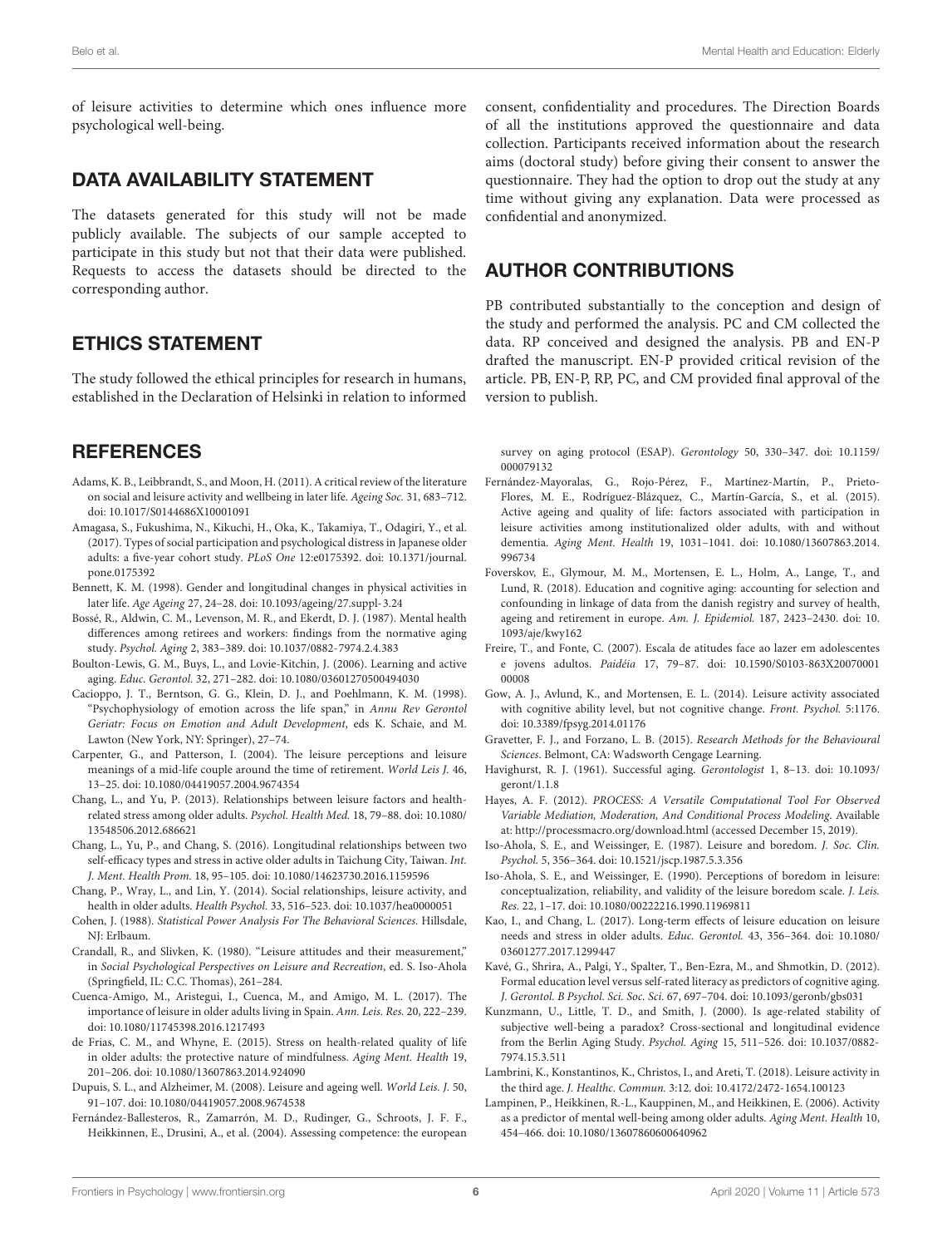of leisure activities to determine which ones influence more psychological well-being.

## DATA AVAILABILITY STATEMENT

The datasets generated for this study will not be made publicly available. The subjects of our sample accepted to participate in this study but not that their data were published. Requests to access the datasets should be directed to the corresponding author.

## ETHICS STATEMENT

The study followed the ethical principles for research in humans, established in the Declaration of Helsinki in relation to informed consent, confidentiality and procedures. The Direction Boards of all the institutions approved the questionnaire and data collection. Participants received information about the research aims (doctoral study) before giving their consent to answer the questionnaire. They had the option to drop out the study at any time without giving any explanation. Data were processed as confidential and anonymized.

## AUTHOR CONTRIBUTIONS

PB contributed substantially to the conception and design of the study and performed the analysis. PC and CM collected the data. RP conceived and designed the analysis. PB and EN-P drafted the manuscript. EN-P provided critical revision of the article. PB, EN-P, RP, PC, and CM provided final approval of the version to publish.

## REFERENCES

Adams, K. B., Leibbrandt, S., and Moon, H. (2011). A critical review of the literature on social and leisure activity and wellbeing in later life. *Ageing Soc.* 31, 683–712. doi: 10.1017/S0144686X10001091

Amagasa, S., Fukushima, N., Kikuchi, H., Oka, K., Takamiya, T., Odagiri, Y., et al. (2017). Types of social participation and psychological distress in Japanese older adults: a five-year cohort study. *PLoS One* 12:e0175392. doi: 10.1371/journal.pone.0175392

Bennett, K. M. (1998). Gender and longitudinal changes in physical activities in later life. *Age Ageing* 27, 24–28. doi: 10.1093/ageing/27.suppl-3.24

Bossé, R., Aldwin, C. M., Levenson, M. R., and Ekerdt, D. J. (1987). Mental health differences among retirees and workers: findings from the normative aging study. *Psychol. Aging* 2, 383–389. doi: 10.1037/0882-7974.2.4.383

Boulton-Lewis, G. M., Buys, L., and Lovie-Kitchin, J. (2006). Learning and active aging. *Educ. Gerontol.* 32, 271–282. doi: 10.1080/03601270500494030

Cacioppo, J. T., Berntson, G. G., Klein, D. J., and Poehlmann, K. M. (1998). "Psychophysiology of emotion across the life span," in *Annu Rev Gerontol Geriatr: Focus on Emotion and Adult Development*, eds K. Schaie, and M. Lawton (New York, NY: Springer), 27–74.

Carpenter, G., and Patterson, I. (2004). The leisure perceptions and leisure meanings of a mid-life couple around the time of retirement. *World Leis J.* 46, 13–25. doi: 10.1080/04419057.2004.9674354

Chang, L., and Yu, P. (2013). Relationships between leisure factors and health-related stress among older adults. *Psychol. Health Med.* 18, 79–88. doi: 10.1080/13548506.2012.686621

Chang, L., Yu, P., and Chang, S. (2016). Longitudinal relationships between two self-efficacy types and stress in active older adults in Taichung City, Taiwan. *Int. J. Ment. Health Prom.* 18, 95–105. doi: 10.1080/14623730.2016.1159596

Chang, P., Wray, L., and Lin, Y. (2014). Social relationships, leisure activity, and health in older adults. *Health Psychol.* 33, 516–523. doi: 10.1037/hea0000051

Cohen, J. (1988). *Statistical Power Analysis For The Behavioral Sciences*. Hillsdale, NJ: Erlbaum.

Crandall, R., and Slivken, K. (1980). "Leisure attitudes and their measurement," in *Social Psychological Perspectives on Leisure and Recreation*, ed. S. Iso-Ahola (Springfield, IL: C.C. Thomas), 261–284.

Cuenca-Amigo, M., Aristegui, I., Cuenca, M., and Amigo, M. L. (2017). The importance of leisure in older adults living in Spain. *Ann. Leis. Res.* 20, 222–239. doi: 10.1080/11745398.2016.1217493

de Frias, C. M., and Whyne, E. (2015). Stress on health-related quality of life in older adults: the protective nature of mindfulness. *Aging Ment. Health* 19, 201–206. doi: 10.1080/13607863.2014.924090

Dupuis, S. L., and Alzheimer, M. (2008). Leisure and ageing well. *World Leis. J.* 50, 91–107. doi: 10.1080/04419057.2008.9674538

Fernández-Ballesteros, R., Zamarrón, M. D., Rudinger, G., Schroots, J. F. F., Heikkinnen, E., Drusini, A., et al. (2004). Assessing competence: the european survey on aging protocol (ESAP). *Gerontology* 50, 330–347. doi: 10.1159/000079132

Fernández-Mayoralas, G., Rojo-Pérez, F., Martínez-Martín, P., Prieto-Flores, M. E., Rodríguez-Blázquez, C., Martín-García, S., et al. (2015). Active ageing and quality of life: factors associated with participation in leisure activities among institutionalized older adults, with and without dementia. *Aging Ment. Health* 19, 1031–1041. doi: 10.1080/13607863.2014.996734

Foverskov, E., Glymour, M. M., Mortensen, E. L., Holm, A., Lange, T., and Lund, R. (2018). Education and cognitive aging: accounting for selection and confounding in linkage of data from the danish registry and survey of health, ageing and retirement in europe. *Am. J. Epidemiol.* 187, 2423–2430. doi: 10.1093/aje/kwy162

Freire, T., and Fonte, C. (2007). Escala de atitudes face ao lazer em adolescentes e jovens adultos. *Paidéia* 17, 79–87. doi: 10.1590/S0103-863X2007000100008

Gow, A. J., Avlund, K., and Mortensen, E. L. (2014). Leisure activity associated with cognitive ability level, but not cognitive change. *Front. Psychol.* 5:1176. doi: 10.3389/fpsyg.2014.01176

Gravetter, F. J., and Forzano, L. B. (2015). *Research Methods for the Behavioural Sciences*. Belmont, CA: Wadsworth Cengage Learning.

Havighurst, R. J. (1961). Successful aging. *Gerontologist* 1, 8–13. doi: 10.1093/geront/1.1.8

Hayes, A. F. (2012). *PROCESS: A Versatile Computational Tool For Observed Variable Mediation, Moderation, And Conditional Process Modeling*. Available at: http://processmacro.org/download.html (accessed December 15, 2019).

Iso-Ahola, S. E., and Weissinger, E. (1987). Leisure and boredom. *J. Soc. Clin. Psychol.* 5, 356–364. doi: 10.1521/jscp.1987.5.3.356

Iso-Ahola, S. E., and Weissinger, E. (1990). Perceptions of boredom in leisure: conceptualization, reliability, and validity of the leisure boredom scale. *J. Leis. Res.* 22, 1–17. doi: 10.1080/00222216.1990.11969811

Kao, I., and Chang, L. (2017). Long-term effects of leisure education on leisure needs and stress in older adults. *Educ. Gerontol.* 43, 356–364. doi: 10.1080/03601277.2017.1299447

Kavé, G., Shrira, A., Palgi, Y., Spalter, T., Ben-Ezra, M., and Shmotkin, D. (2012). Formal education level versus self-rated literacy as predictors of cognitive aging. *J. Gerontol. B Psychol. Sci. Soc. Sci.* 67, 697–704. doi: 10.1093/geronb/gbs031

Kunzmann, U., Little, T. D., and Smith, J. (2000). Is age-related stability of subjective well-being a paradox? Cross-sectional and longitudinal evidence from the Berlin Aging Study. *Psychol. Aging* 15, 511–526. doi: 10.1037/0882-7974.15.3.511

Lambrini, K., Konstantinos, K., Christos, I., and Areti, T. (2018). Leisure activity in the third age. *J. Healthc. Commun.* 3:12. doi: 10.4172/2472-1654.100123

Lampinen, P., Heikkinen, R.-L., Kauppinen, M., and Heikkinen, E. (2006). Activity as a predictor of mental well-being among older adults. *Aging Ment. Health* 10, 454–466. doi: 10.1080/13607860600640962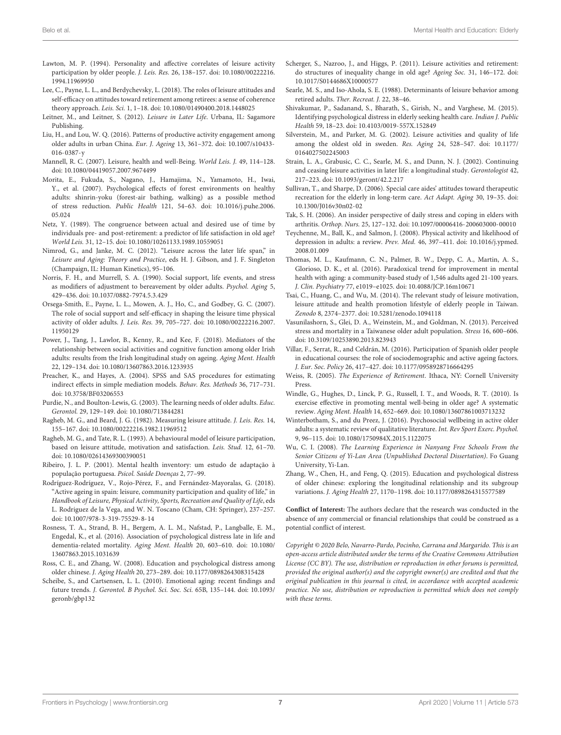Lawton, M. P. (1994). Personality and affective correlates of leisure activity participation by older people. *J. Leis. Res.* 26, 138–157. doi: 10.1080/00222216.1994.11969950

Lee, C., Payne, L. L., and Berdychevsky, L. (2018). The roles of leisure attitudes and self-efficacy on attitudes toward retirement among retirees: a sense of coherence theory approach. *Leis. Sci.* 1, 1–18. doi: 10.1080/01490400.2018.1448025

Leitner, M., and Leitner, S. (2012). *Leisure in Later Life*. Urbana, IL: Sagamore Publishing.

Liu, H., and Lou, W. Q. (2016). Patterns of productive activity engagement among older adults in urban China. *Eur. J. Ageing* 13, 361–372. doi: 10.1007/s10433-016-0387-y

Mannell, R. C. (2007). Leisure, health and well-Being. *World Leis. J.* 49, 114–128. doi: 10.1080/04419057.2007.9674499

Morita, E., Fukuda, S., Nagano, J., Hamajima, N., Yamamoto, H., Iwai, Y., et al. (2007). Psychological effects of forest environments on healthy adults: shinrin-yoku (forest-air bathing, walking) as a possible method of stress reduction. *Public Health* 121, 54–63. doi: 10.1016/j.puhe.2006.05.024

Netz, Y. (1989). The congruence between actual and desired use of time by individuals pre- and post-retirement: a predictor of life satisfaction in old age? *World Leis.* 31, 12–15. doi: 10.1080/10261133.1989.10559051

Nimrod, G., and Janke, M. C. (2012). "Leisure across the later life span," in *Leisure and Aging: Theory and Practice*, eds H. J. Gibson, and J. F. Singleton (Champaign, IL: Human Kinetics), 95–106.

Norris, F. H., and Murrell, S. A. (1990). Social support, life events, and stress as modifiers of adjustment to bereavement by older adults. *Psychol. Aging* 5, 429–436. doi: 10.1037/0882-7974.5.3.429

Orsega-Smith, E., Payne, L. L., Mowen, A. J., Ho, C., and Godbey, G. C. (2007). The role of social support and self-efficacy in shaping the leisure time physical activity of older adults. *J. Leis. Res.* 39, 705–727. doi: 10.1080/00222216.2007.11950129

Power, J., Tang, J., Lawlor, B., Kenny, R., and Kee, F. (2018). Mediators of the relationship between social activities and cognitive function among older Irish adults: results from the Irish longitudinal study on ageing. *Aging Ment. Health* 22, 129–134. doi: 10.1080/13607863.2016.1233935

Preacher, K., and Hayes, A. (2004). SPSS and SAS procedures for estimating indirect effects in simple mediation models. *Behav. Res. Methods* 36, 717–731. doi: 10.3758/BF03206553

Purdie, N., and Boulton-Lewis, G. (2003). The learning needs of older adults. *Educ. Gerontol.* 29, 129–149. doi: 10.1080/713844281

Ragheb, M. G., and Beard, J. G. (1982). Measuring leisure attitude. *J. Leis. Res.* 14, 155–167. doi: 10.1080/00222216.1982.11969512

Ragheb, M. G., and Tate, R. L. (1993). A behavioural model of leisure participation, based on leisure attitude, motivation and satisfaction. *Leis. Stud.* 12, 61–70. doi: 10.1080/02614369300390051

Ribeiro, J. L. P. (2001). Mental health inventory: um estudo de adaptação à população portuguesa. *Psicol. Saúde Doenças* 2, 77–99.

Rodríguez-Rodríguez, V., Rojo-Pérez, F., and Fernández-Mayoralas, G. (2018). "Active ageing in spain: leisure, community participation and quality of life," in *Handbook of Leisure, Physical Activity, Sports, Recreation and Quality of Life*, eds L. Rodriguez de la Vega, and W. N. Toscano (Cham, CH: Springer), 237–257. doi: 10.1007/978-3-319-75529-8-14

Rosness, T. A., Strand, B. H., Bergem, A. L. M., Nafstad, P., Langballe, E. M., Engedal, K., et al. (2016). Association of psychological distress late in life and dementia-related mortality. *Aging Ment. Health* 20, 603–610. doi: 10.1080/13607863.2015.1031639

Ross, C. E., and Zhang, W. (2008). Education and psychological distress among older chinese. *J. Aging Health* 20, 273–289. doi: 10.1177/0898264308315428

Scheibe, S., and Cartsensen, L. L. (2010). Emotional aging: recent findings and future trends. *J. Gerontol. B Psychol. Sci. Soc. Sci.* 65B, 135–144. doi: 10.1093/geronb/gbp132

Scherger, S., Nazroo, J., and Higgs, P. (2011). Leisure activities and retirement: do structures of inequality change in old age? *Ageing Soc.* 31, 146–172. doi: 10.1017/S0144686X10000577

Searle, M. S., and Iso-Ahola, S. E. (1988). Determinants of leisure behavior among retired adults. *Ther. Recreat. J.* 22, 38–46.

Shivakumar, P., Sadanand, S., Bharath, S., Girish, N., and Varghese, M. (2015). Identifying psychological distress in elderly seeking health care. *Indian J. Public Health* 59, 18–23. doi: 10.4103/0019-557X.152849

Silverstein, M., and Parker, M. G. (2002). Leisure activities and quality of life among the oldest old in sweden. *Res. Aging* 24, 528–547. doi: 10.1177/0164027502245003

Strain, L. A., Grabusic, C. C., Searle, M. S., and Dunn, N. J. (2002). Continuing and ceasing leisure activities in later life: a longitudinal study. *Gerontologist* 42, 217–223. doi: 10.1093/geront/42.2.217

Sullivan, T., and Sharpe, D. (2006). Special care aides' attitudes toward therapeutic recreation for the elderly in long-term care. *Act Adapt. Aging* 30, 19–35. doi: 10.1300/J016v30n02-02

Tak, S. H. (2006). An insider perspective of daily stress and coping in elders with arthritis. *Orthop. Nurs.* 25, 127–132. doi: 10.1097/00006416-200603000-00010

Teychenne, M., Ball, K., and Salmon, J. (2008). Physical activity and likelihood of depression in adults: a review. *Prev. Med.* 46, 397–411. doi: 10.1016/j.ypmed.2008.01.009

Thomas, M. L., Kaufmann, C. N., Palmer, B. W., Depp, C. A., Martin, A. S., Glorioso, D. K., et al. (2016). Paradoxical trend for improvement in mental health with aging: a community-based study of 1,546 adults aged 21-100 years. *J. Clin. Psychiatry* 77, e1019–e1025. doi: 10.4088/JCP.16m10671

Tsai, C., Huang, C., and Wu, M. (2014). The relevant study of leisure motivation, leisure attitude and health promotion lifestyle of elderly people in Taiwan. *Zenodo* 8, 2374–2377. doi: 10.5281/zenodo.1094118

Vasunilashorn, S., Glei, D. A., Weinstein, M., and Goldman, N. (2013). Perceived stress and mortality in a Taiwanese older adult population. *Stress* 16, 600–606. doi: 10.3109/10253890.2013.823943

Villar, F., Serrat, R., and Celdrán, M. (2016). Participation of Spanish older people in educational courses: the role of sociodemographic and active ageing factors. *J. Eur. Soc. Policy* 26, 417–427. doi: 10.1177/0958928716664295

Weiss, R. (2005). *The Experience of Retirement*. Ithaca, NY: Cornell University Press.

Windle, G., Hughes, D., Linck, P. G., Russell, I. T., and Woods, R. T. (2010). Is exercise effective in promoting mental well-being in older age? A systematic review. *Aging Ment. Health* 14, 652–669. doi: 10.1080/13607861003713232

Winterbotham, S., and du Preez, J. (2016). Psychosocial wellbeing in active older adults: a systematic review of qualitative literature. *Int. Rev Sport Exerc. Psychol.* 9, 96–115. doi: 10.1080/1750984X.2015.1122075

Wu, C. I. (2008). *The Learning Experience in Nanyang Free Schools From the Senior Citizens of Yi-Lan Area (Unpublished Doctoral Dissertation)*. Fo Guang University, Yi-Lan.

Zhang, W., Chen, H., and Feng, Q. (2015). Education and psychological distress of older chinese: exploring the longitudinal relationship and its subgroup variations. *J. Aging Health* 27, 1170–1198. doi: 10.1177/0898264315577589

**Conflict of Interest:** The authors declare that the research was conducted in the absence of any commercial or financial relationships that could be construed as a potential conflict of interest.

*Copyright © 2020 Belo, Navarro-Pardo, Pocinho, Carrana and Margarido. This is an open-access article distributed under the terms of the Creative Commons Attribution License (CC BY). The use, distribution or reproduction in other forums is permitted, provided the original author(s) and the copyright owner(s) are credited and that the original publication in this journal is cited, in accordance with accepted academic practice. No use, distribution or reproduction is permitted which does not comply with these terms.*